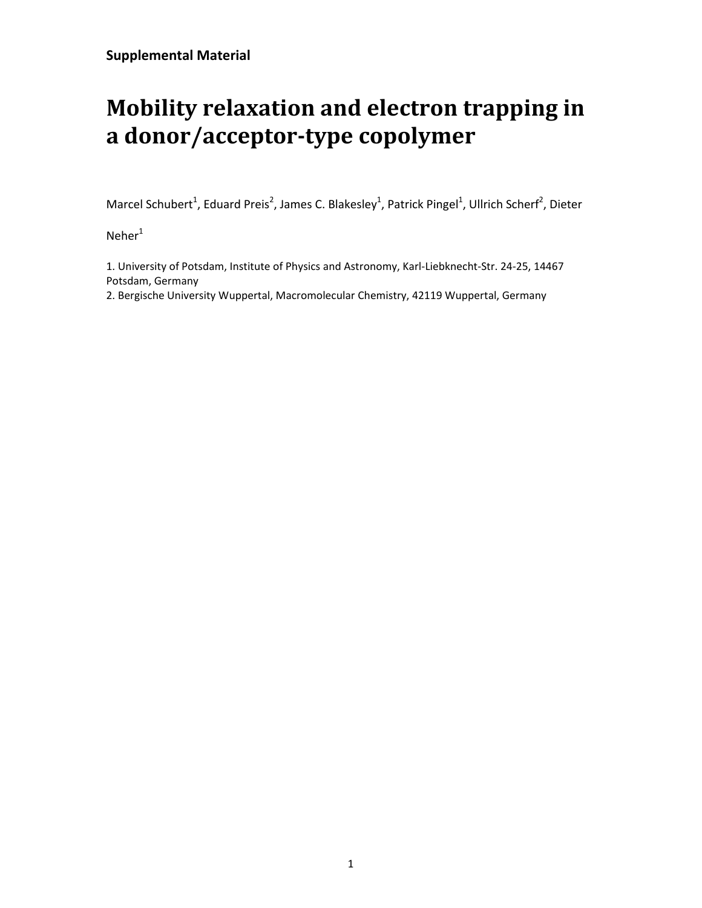**Supplemental Material**

# Mobility relaxation and electron trapping in a donor/acceptor-type copolymer

Marcel Schubert[1], Eduard Preis[2], James C. Blakesley[1], Patrick Pingel[1], Ullrich Scherf[2], Dieter Neher[1]

1. University of Potsdam, Institute of Physics and Astronomy, Karl-Liebknecht-Str. 24-25, 14467 Potsdam, Germany
2. Bergische University Wuppertal, Macromolecular Chemistry, 42119 Wuppertal, Germany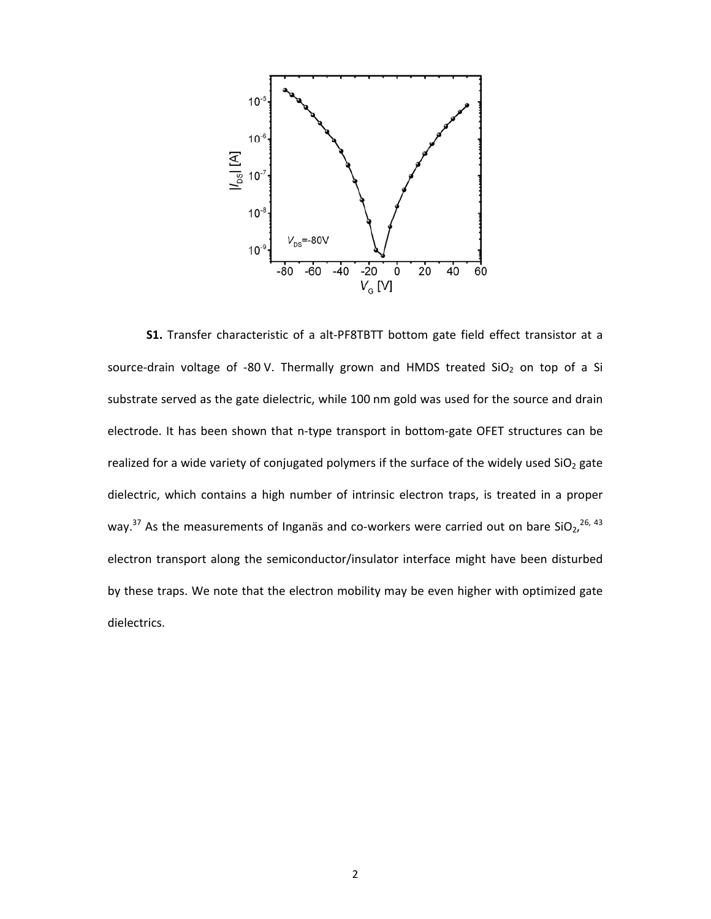**S1.** Transfer characteristic of a alt-PF8TBTT bottom gate field effect transistor at a source-drain voltage of -80 V. Thermally grown and HMDS treated $SiO_2$ on top of a Si substrate served as the gate dielectric, while 100 nm gold was used for the source and drain electrode. It has been shown that n-type transport in bottom-gate OFET structures can be realized for a wide variety of conjugated polymers if the surface of the widely used $SiO_2$ gate dielectric, which contains a high number of intrinsic electron traps, is treated in a proper way.[37] As the measurements of Inganäs and co-workers were carried out on bare $SiO_2$,[26, 43] electron transport along the semiconductor/insulator interface might have been disturbed by these traps. We note that the electron mobility may be even higher with optimized gate dielectrics.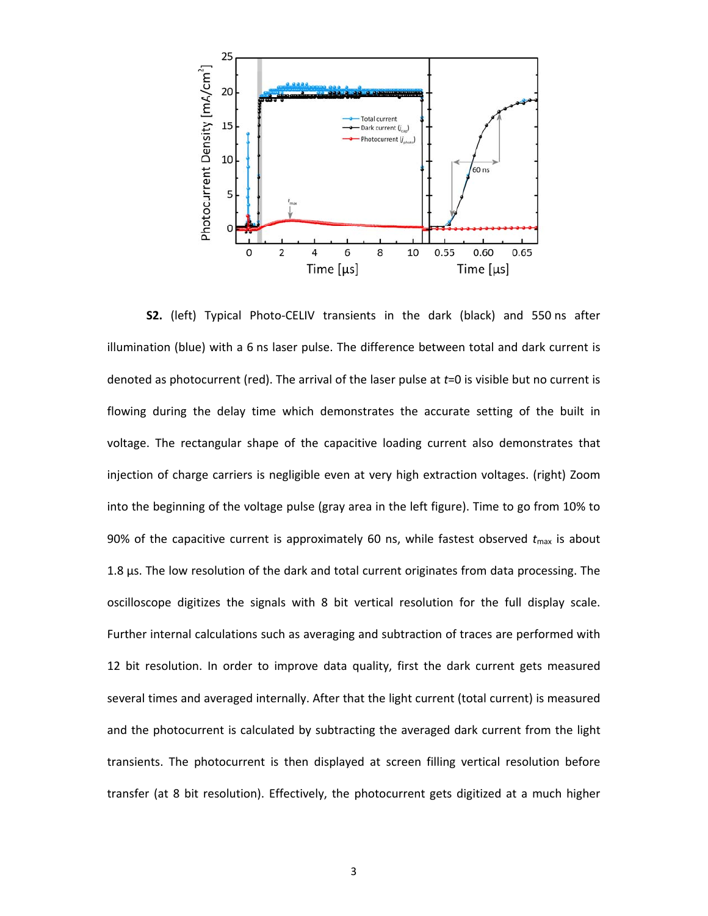**S2.** (left) Typical Photo-CELIV transients in the dark (black) and 550 ns after illumination (blue) with a 6 ns laser pulse. The difference between total and dark current is denoted as photocurrent (red). The arrival of the laser pulse at $t$=0 is visible but no current is flowing during the delay time which demonstrates the accurate setting of the built in voltage. The rectangular shape of the capacitive loading current also demonstrates that injection of charge carriers is negligible even at very high extraction voltages. (right) Zoom into the beginning of the voltage pulse (gray area in the left figure). Time to go from 10% to 90% of the capacitive current is approximately 60 ns, while fastest observed $t_{max}$ is about 1.8 µs. The low resolution of the dark and total current originates from data processing. The oscilloscope digitizes the signals with 8 bit vertical resolution for the full display scale. Further internal calculations such as averaging and subtraction of traces are performed with 12 bit resolution. In order to improve data quality, first the dark current gets measured several times and averaged internally. After that the light current (total current) is measured and the photocurrent is calculated by subtracting the averaged dark current from the light transients. The photocurrent is then displayed at screen filling vertical resolution before transfer (at 8 bit resolution). Effectively, the photocurrent gets digitized at a much higher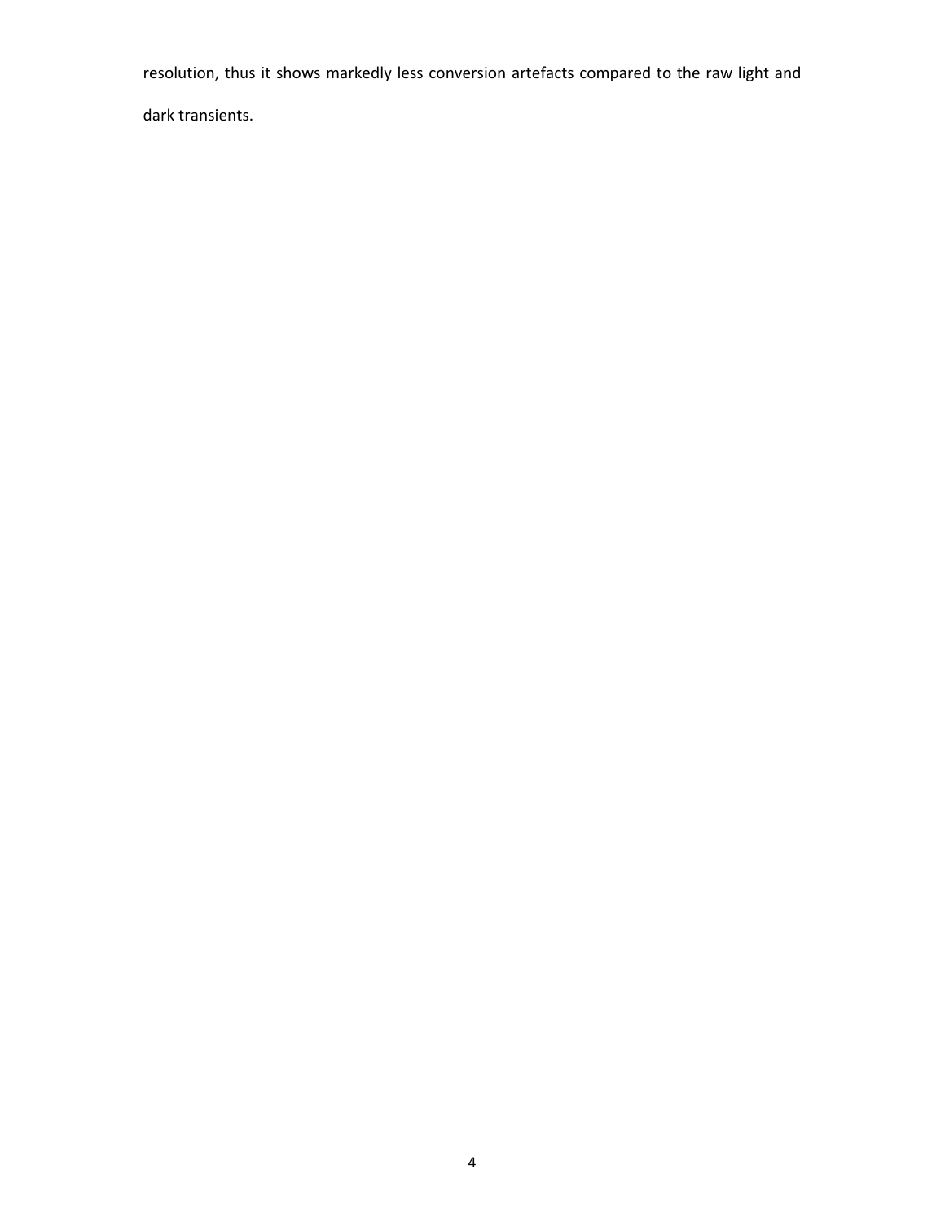resolution, thus it shows markedly less conversion artefacts compared to the raw light and dark transients.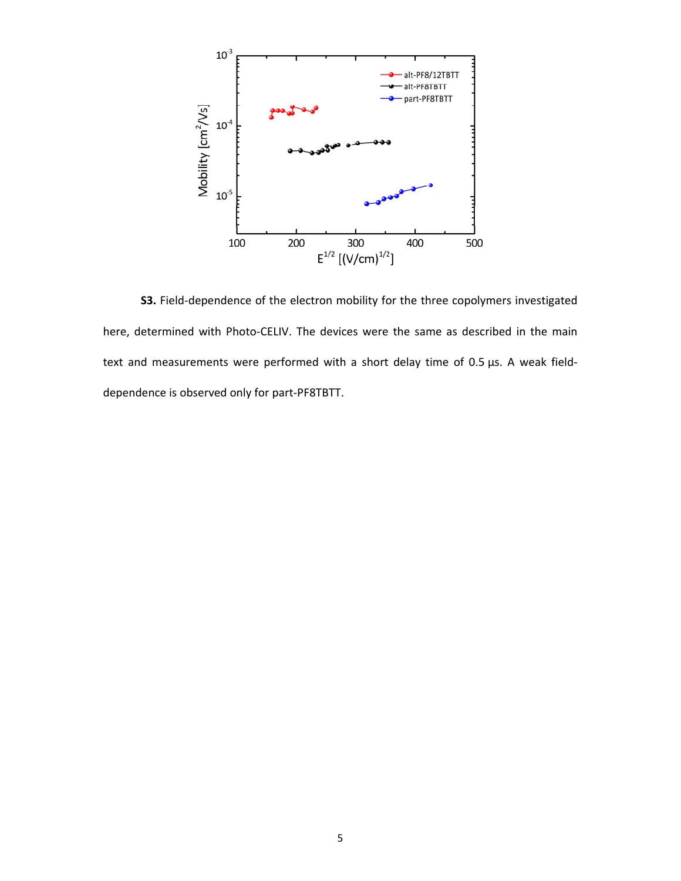**S3.** Field-dependence of the electron mobility for the three copolymers investigated here, determined with Photo-CELIV. The devices were the same as described in the main text and measurements were performed with a short delay time of 0.5 µs. A weak field-dependence is observed only for part-PF8TBTT.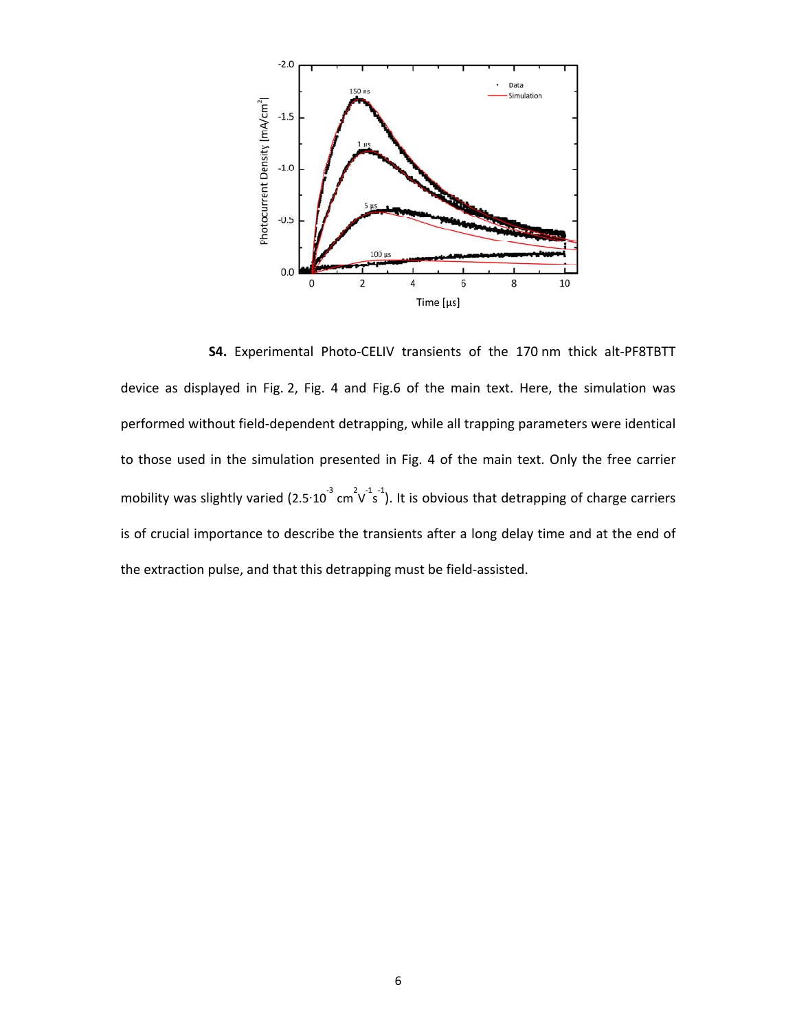**S4.** Experimental Photo-CELIV transients of the 170 nm thick alt-PF8TBTT device as displayed in Fig. 2, Fig. 4 and Fig.6 of the main text. Here, the simulation was performed without field-dependent detrapping, while all trapping parameters were identical to those used in the simulation presented in Fig. 4 of the main text. Only the free carrier mobility was slightly varied ($2.5 \cdot 10^{-3}$ $cm^2 V^{-1} s^{-1}$). It is obvious that detrapping of charge carriers is of crucial importance to describe the transients after a long delay time and at the end of the extraction pulse, and that this detrapping must be field-assisted.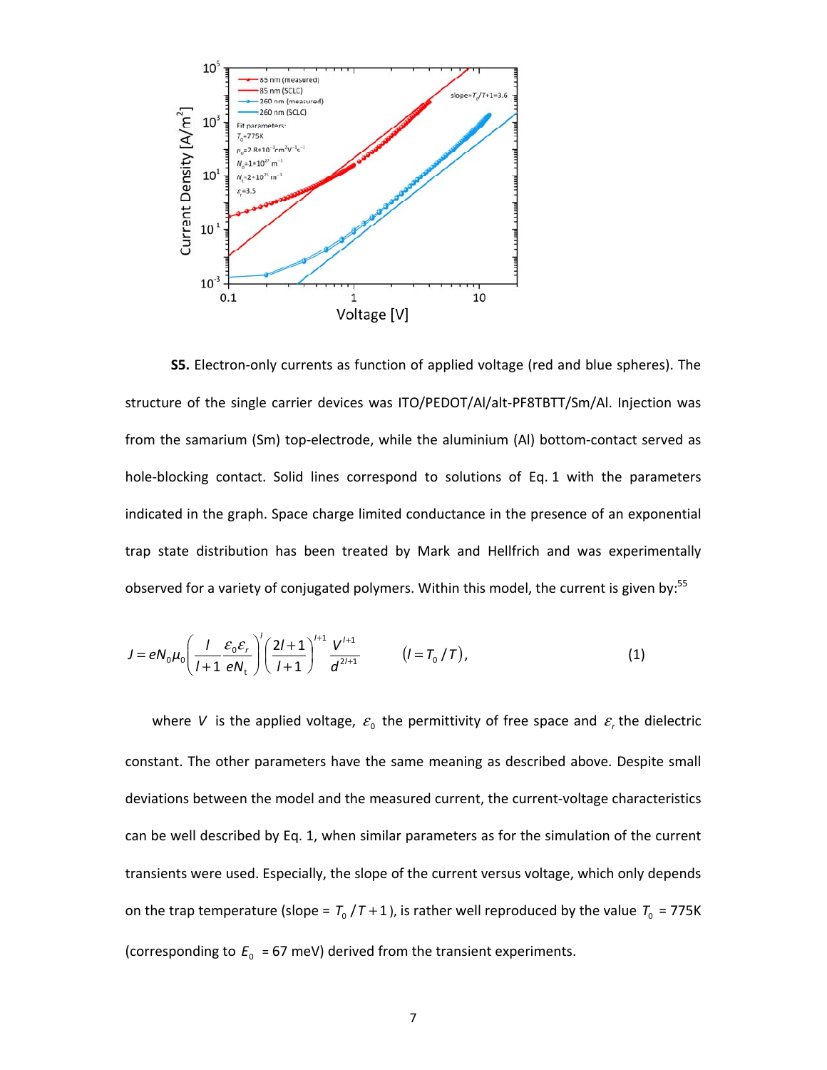**S5.** Electron-only currents as function of applied voltage (red and blue spheres). The structure of the single carrier devices was ITO/PEDOT/Al/alt-PF8TBTT/Sm/Al. Injection was from the samarium (Sm) top-electrode, while the aluminium (Al) bottom-contact served as hole-blocking contact. Solid lines correspond to solutions of Eq. 1 with the parameters indicated in the graph. Space charge limited conductance in the presence of an exponential trap state distribution has been treated by Mark and Hellfrich and was experimentally observed for a variety of conjugated polymers. Within this model, the current is given by:[55]

$$J = eN_0\mu_0\left(\frac{l}{l+1}\frac{\varepsilon_0\varepsilon_r}{eN_t}\right)^l\left(\frac{2l+1}{l+1}\right)^{l+1}\frac{V^{l+1}}{d^{2l+1}} \qquad (l = T_0/T), \tag{1}$$

where $V$ is the applied voltage, $\varepsilon_0$ the permittivity of free space and $\varepsilon_r$ the dielectric constant. The other parameters have the same meaning as described above. Despite small deviations between the model and the measured current, the current-voltage characteristics can be well described by Eq. 1, when similar parameters as for the simulation of the current transients were used. Especially, the slope of the current versus voltage, which only depends on the trap temperature (slope = $T_0/T+1$), is rather well reproduced by the value $T_0$ = 775K (corresponding to $E_0$ = 67 meV) derived from the transient experiments.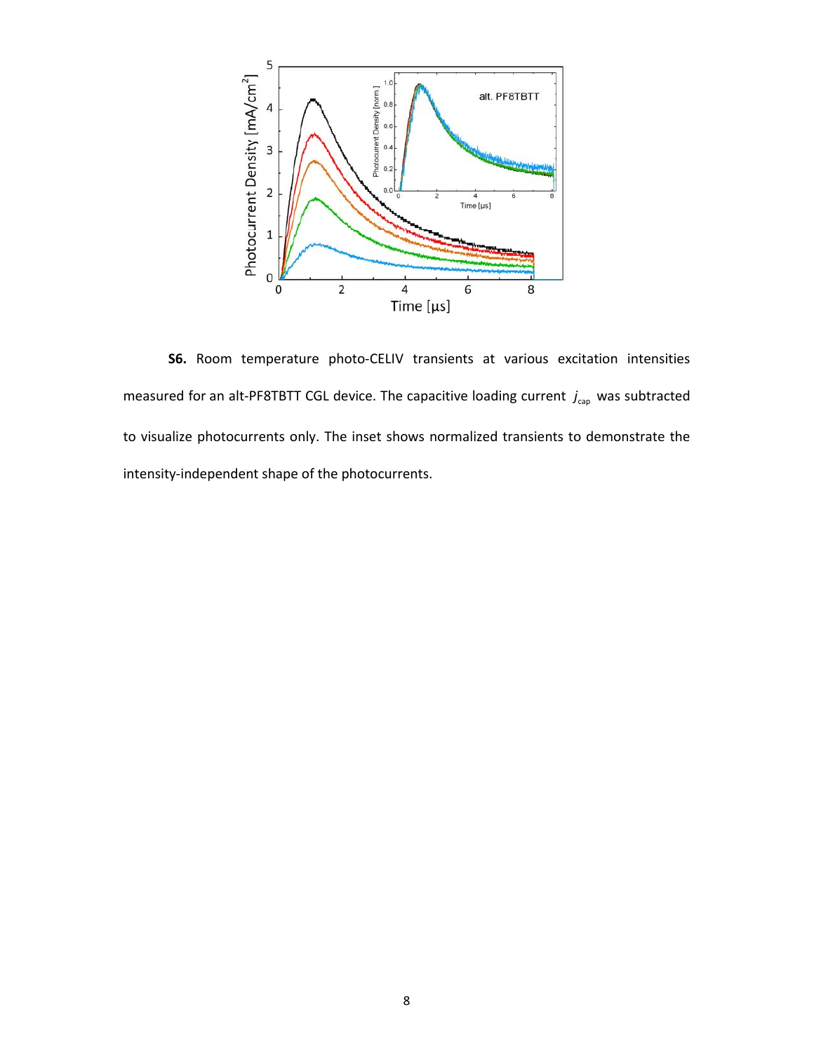**S6.** Room temperature photo-CELIV transients at various excitation intensities measured for an alt-PF8TBTT CGL device. The capacitive loading current $j_{cap}$ was subtracted to visualize photocurrents only. The inset shows normalized transients to demonstrate the intensity-independent shape of the photocurrents.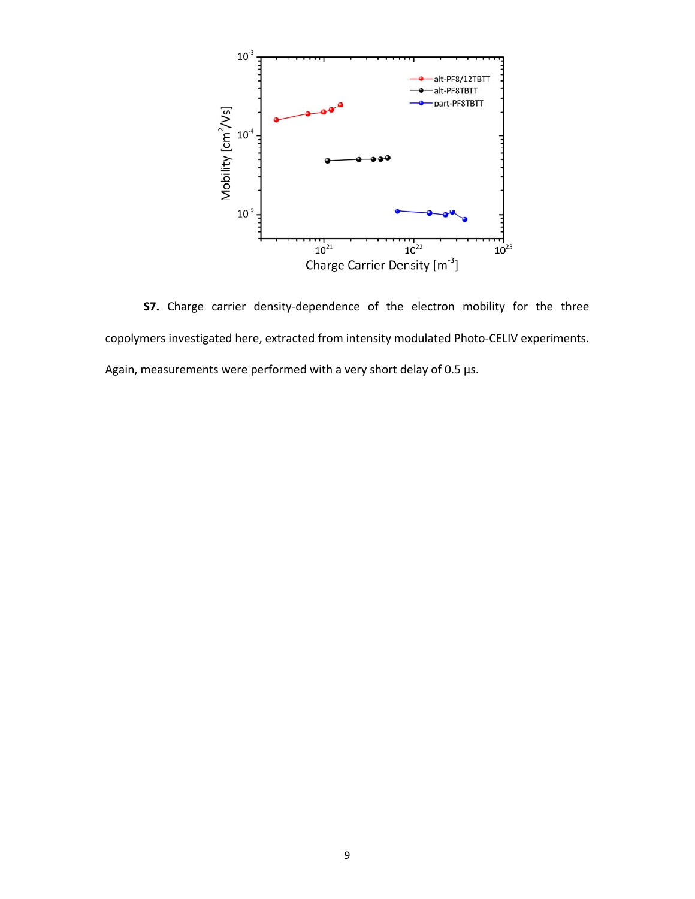**S7.** Charge carrier density-dependence of the electron mobility for the three copolymers investigated here, extracted from intensity modulated Photo-CELIV experiments. Again, measurements were performed with a very short delay of 0.5 µs.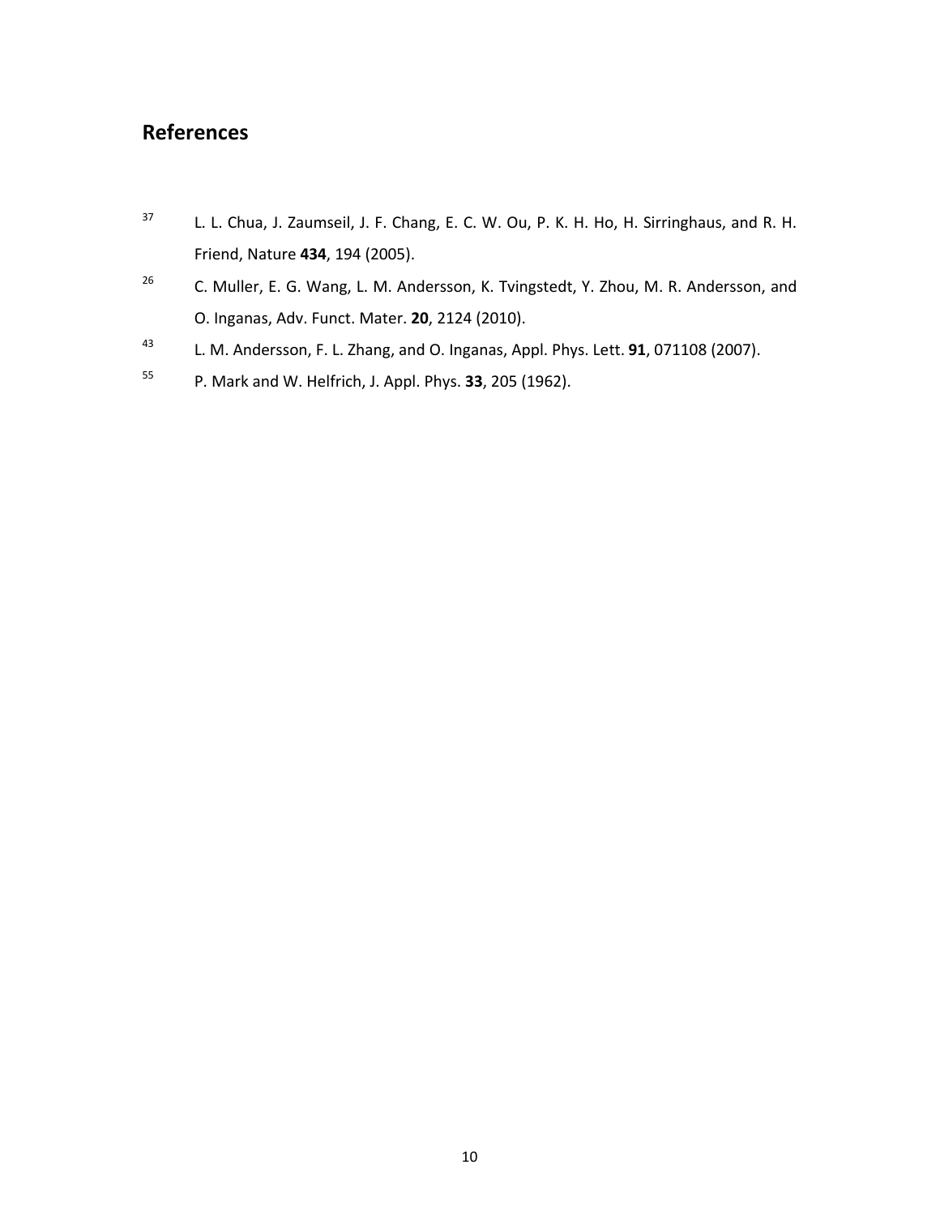## References

[37] L. L. Chua, J. Zaumseil, J. F. Chang, E. C. W. Ou, P. K. H. Ho, H. Sirringhaus, and R. H. Friend, Nature **434**, 194 (2005).

[26] C. Muller, E. G. Wang, L. M. Andersson, K. Tvingstedt, Y. Zhou, M. R. Andersson, and O. Inganas, Adv. Funct. Mater. **20**, 2124 (2010).

[43] L. M. Andersson, F. L. Zhang, and O. Inganas, Appl. Phys. Lett. **91**, 071108 (2007).

[55] P. Mark and W. Helfrich, J. Appl. Phys. **33**, 205 (1962).